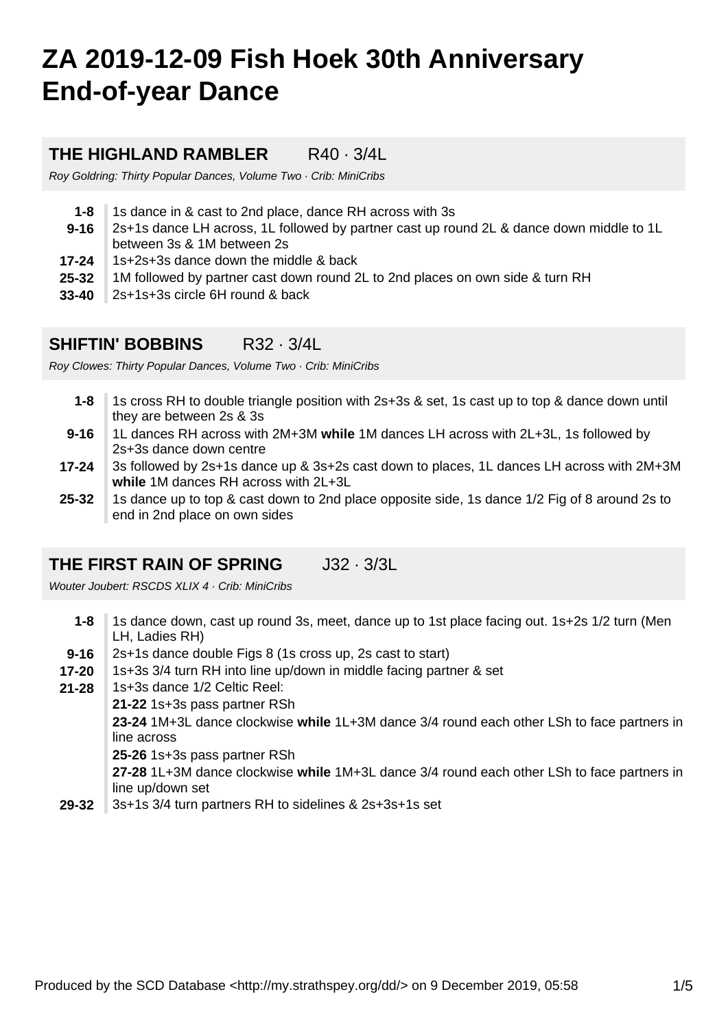# ZA 2019-12-09 Fish Hoek 30th Anniversary End-of-year Dance

## THE HIGHLAND RAMBLER R40 · 3/4L

*Roy Goldring: Thirty Popular Dances, Volume Two · Crib: MiniCribs*

| | |
|---|---|
| **1-8** | 1s dance in & cast to 2nd place, dance RH across with 3s |
| **9-16** | 2s+1s dance LH across, 1L followed by partner cast up round 2L & dance down middle to 1L between 3s & 1M between 2s |
| **17-24** | 1s+2s+3s dance down the middle & back |
| **25-32** | 1M followed by partner cast down round 2L to 2nd places on own side & turn RH |
| **33-40** | 2s+1s+3s circle 6H round & back |

## SHIFTIN' BOBBINS R32 · 3/4L

*Roy Clowes: Thirty Popular Dances, Volume Two · Crib: MiniCribs*

| | |
|---|---|
| **1-8** | 1s cross RH to double triangle position with 2s+3s & set, 1s cast up to top & dance down until they are between 2s & 3s |
| **9-16** | 1L dances RH across with 2M+3M **while** 1M dances LH across with 2L+3L, 1s followed by 2s+3s dance down centre |
| **17-24** | 3s followed by 2s+1s dance up & 3s+2s cast down to places, 1L dances LH across with 2M+3M **while** 1M dances RH across with 2L+3L |
| **25-32** | 1s dance up to top & cast down to 2nd place opposite side, 1s dance 1/2 Fig of 8 around 2s to end in 2nd place on own sides |

## THE FIRST RAIN OF SPRING J32 · 3/3L

*Wouter Joubert: RSCDS XLIX 4 · Crib: MiniCribs*

| | |
|---|---|
| **1-8** | 1s dance down, cast up round 3s, meet, dance up to 1st place facing out. 1s+2s 1/2 turn (Men LH, Ladies RH) |
| **9-16** | 2s+1s dance double Figs 8 (1s cross up, 2s cast to start) |
| **17-20** | 1s+3s 3/4 turn RH into line up/down in middle facing partner & set |
| **21-28** | 1s+3s dance 1/2 Celtic Reel:<br>**21-22** 1s+3s pass partner RSh<br>**23-24** 1M+3L dance clockwise **while** 1L+3M dance 3/4 round each other LSh to face partners in line across<br>**25-26** 1s+3s pass partner RSh<br>**27-28** 1L+3M dance clockwise **while** 1M+3L dance 3/4 round each other LSh to face partners in line up/down set |
| **29-32** | 3s+1s 3/4 turn partners RH to sidelines & 2s+3s+1s set |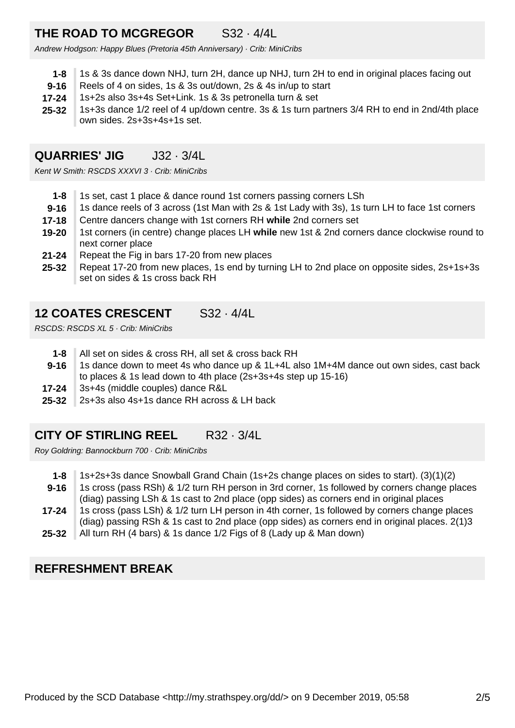## THE ROAD TO MCGREGOR S32 · 4/4L

*Andrew Hodgson: Happy Blues (Pretoria 45th Anniversary) · Crib: MiniCribs*

| | |
|---|---|
| **1-8** | 1s & 3s dance down NHJ, turn 2H, dance up NHJ, turn 2H to end in original places facing out |
| **9-16** | Reels of 4 on sides, 1s & 3s out/down, 2s & 4s in/up to start |
| **17-24** | 1s+2s also 3s+4s Set+Link. 1s & 3s petronella turn & set |
| **25-32** | 1s+3s dance 1/2 reel of 4 up/down centre. 3s & 1s turn partners 3/4 RH to end in 2nd/4th place own sides. 2s+3s+4s+1s set. |

## QUARRIES' JIG J32 · 3/4L

*Kent W Smith: RSCDS XXXVI 3 · Crib: MiniCribs*

| | |
|---|---|
| **1-8** | 1s set, cast 1 place & dance round 1st corners passing corners LSh |
| **9-16** | 1s dance reels of 3 across (1st Man with 2s & 1st Lady with 3s), 1s turn LH to face 1st corners |
| **17-18** | Centre dancers change with 1st corners RH **while** 2nd corners set |
| **19-20** | 1st corners (in centre) change places LH **while** new 1st & 2nd corners dance clockwise round to next corner place |
| **21-24** | Repeat the Fig in bars 17-20 from new places |
| **25-32** | Repeat 17-20 from new places, 1s end by turning LH to 2nd place on opposite sides, 2s+1s+3s set on sides & 1s cross back RH |

## 12 COATES CRESCENT S32 · 4/4L

*RSCDS: RSCDS XL 5 · Crib: MiniCribs*

| | |
|---|---|
| **1-8** | All set on sides & cross RH, all set & cross back RH |
| **9-16** | 1s dance down to meet 4s who dance up & 1L+4L also 1M+4M dance out own sides, cast back to places & 1s lead down to 4th place (2s+3s+4s step up 15-16) |
| **17-24** | 3s+4s (middle couples) dance R&L |
| **25-32** | 2s+3s also 4s+1s dance RH across & LH back |

## CITY OF STIRLING REEL R32 · 3/4L

*Roy Goldring: Bannockburn 700 · Crib: MiniCribs*

| | |
|---|---|
| **1-8** | 1s+2s+3s dance Snowball Grand Chain (1s+2s change places on sides to start). (3)(1)(2) |
| **9-16** | 1s cross (pass RSh) & 1/2 turn RH person in 3rd corner, 1s followed by corners change places (diag) passing LSh & 1s cast to 2nd place (opp sides) as corners end in original places |
| **17-24** | 1s cross (pass LSh) & 1/2 turn LH person in 4th corner, 1s followed by corners change places (diag) passing RSh & 1s cast to 2nd place (opp sides) as corners end in original places. 2(1)3 |
| **25-32** | All turn RH (4 bars) & 1s dance 1/2 Figs of 8 (Lady up & Man down) |

## REFRESHMENT BREAK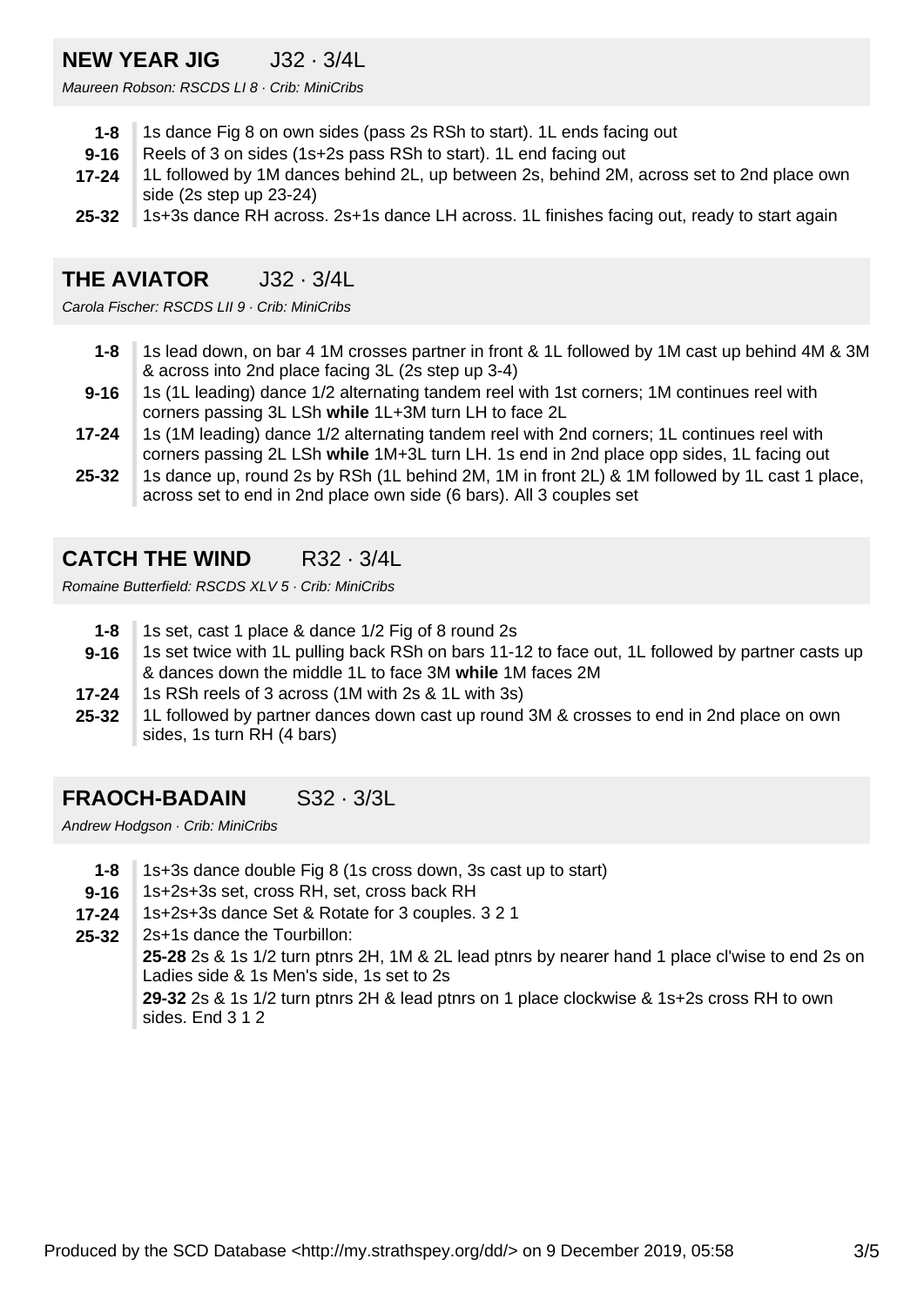## NEW YEAR JIG J32 · 3/4L

*Maureen Robson: RSCDS LI 8 · Crib: MiniCribs*

- **1-8** 1s dance Fig 8 on own sides (pass 2s RSh to start). 1L ends facing out
- **9-16** Reels of 3 on sides (1s+2s pass RSh to start). 1L end facing out
- **17-24** 1L followed by 1M dances behind 2L, up between 2s, behind 2M, across set to 2nd place own side (2s step up 23-24)
- **25-32** 1s+3s dance RH across. 2s+1s dance LH across. 1L finishes facing out, ready to start again

## THE AVIATOR J32 · 3/4L

*Carola Fischer: RSCDS LII 9 · Crib: MiniCribs*

- **1-8** 1s lead down, on bar 4 1M crosses partner in front & 1L followed by 1M cast up behind 4M & 3M & across into 2nd place facing 3L (2s step up 3-4)
- **9-16** 1s (1L leading) dance 1/2 alternating tandem reel with 1st corners; 1M continues reel with corners passing 3L LSh **while** 1L+3M turn LH to face 2L
- **17-24** 1s (1M leading) dance 1/2 alternating tandem reel with 2nd corners; 1L continues reel with corners passing 2L LSh **while** 1M+3L turn LH. 1s end in 2nd place opp sides, 1L facing out
- **25-32** 1s dance up, round 2s by RSh (1L behind 2M, 1M in front 2L) & 1M followed by 1L cast 1 place, across set to end in 2nd place own side (6 bars). All 3 couples set

## CATCH THE WIND R32 · 3/4L

*Romaine Butterfield: RSCDS XLV 5 · Crib: MiniCribs*

- **1-8** 1s set, cast 1 place & dance 1/2 Fig of 8 round 2s
- **9-16** 1s set twice with 1L pulling back RSh on bars 11-12 to face out, 1L followed by partner casts up & dances down the middle 1L to face 3M **while** 1M faces 2M
- **17-24** 1s RSh reels of 3 across (1M with 2s & 1L with 3s)
- **25-32** 1L followed by partner dances down cast up round 3M & crosses to end in 2nd place on own sides, 1s turn RH (4 bars)

## FRAOCH-BADAIN S32 · 3/3L

*Andrew Hodgson · Crib: MiniCribs*

- **1-8** 1s+3s dance double Fig 8 (1s cross down, 3s cast up to start)
- **9-16** 1s+2s+3s set, cross RH, set, cross back RH
- **17-24** 1s+2s+3s dance Set & Rotate for 3 couples. 3 2 1
- **25-32** 2s+1s dance the Tourbillon:
  **25-28** 2s & 1s 1/2 turn ptnrs 2H, 1M & 2L lead ptnrs by nearer hand 1 place cl'wise to end 2s on Ladies side & 1s Men's side, 1s set to 2s
  **29-32** 2s & 1s 1/2 turn ptnrs 2H & lead ptnrs on 1 place clockwise & 1s+2s cross RH to own sides. End 3 1 2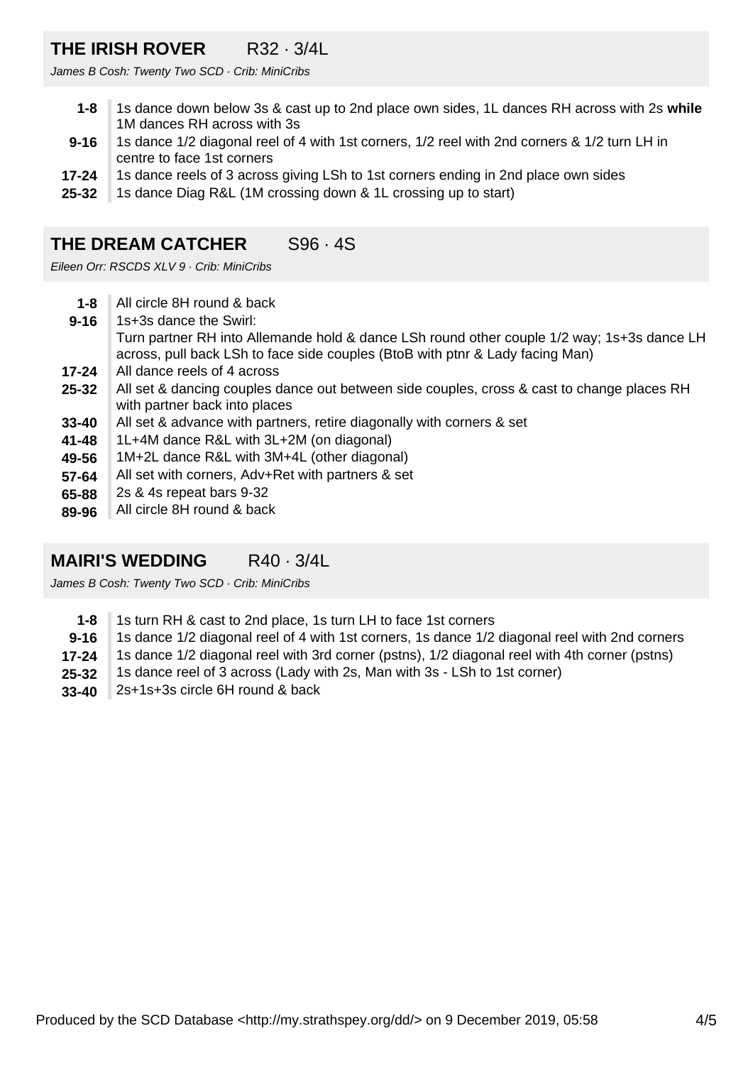## THE IRISH ROVER R32 · 3/4L

*James B Cosh: Twenty Two SCD · Crib: MiniCribs*

| | |
|---|---|
| **1-8** | 1s dance down below 3s & cast up to 2nd place own sides, 1L dances RH across with 2s **while** 1M dances RH across with 3s |
| **9-16** | 1s dance 1/2 diagonal reel of 4 with 1st corners, 1/2 reel with 2nd corners & 1/2 turn LH in centre to face 1st corners |
| **17-24** | 1s dance reels of 3 across giving LSh to 1st corners ending in 2nd place own sides |
| **25-32** | 1s dance Diag R&L (1M crossing down & 1L crossing up to start) |

## THE DREAM CATCHER S96 · 4S

*Eileen Orr: RSCDS XLV 9 · Crib: MiniCribs*

| | |
|---|---|
| **1-8** | All circle 8H round & back |
| **9-16** | 1s+3s dance the Swirl: Turn partner RH into Allemande hold & dance LSh round other couple 1/2 way; 1s+3s dance LH across, pull back LSh to face side couples (BtoB with ptnr & Lady facing Man) |
| **17-24** | All dance reels of 4 across |
| **25-32** | All set & dancing couples dance out between side couples, cross & cast to change places RH with partner back into places |
| **33-40** | All set & advance with partners, retire diagonally with corners & set |
| **41-48** | 1L+4M dance R&L with 3L+2M (on diagonal) |
| **49-56** | 1M+2L dance R&L with 3M+4L (other diagonal) |
| **57-64** | All set with corners, Adv+Ret with partners & set |
| **65-88** | 2s & 4s repeat bars 9-32 |
| **89-96** | All circle 8H round & back |

## MAIRI'S WEDDING R40 · 3/4L

*James B Cosh: Twenty Two SCD · Crib: MiniCribs*

| | |
|---|---|
| **1-8** | 1s turn RH & cast to 2nd place, 1s turn LH to face 1st corners |
| **9-16** | 1s dance 1/2 diagonal reel of 4 with 1st corners, 1s dance 1/2 diagonal reel with 2nd corners |
| **17-24** | 1s dance 1/2 diagonal reel with 3rd corner (pstns), 1/2 diagonal reel with 4th corner (pstns) |
| **25-32** | 1s dance reel of 3 across (Lady with 2s, Man with 3s - LSh to 1st corner) |
| **33-40** | 2s+1s+3s circle 6H round & back |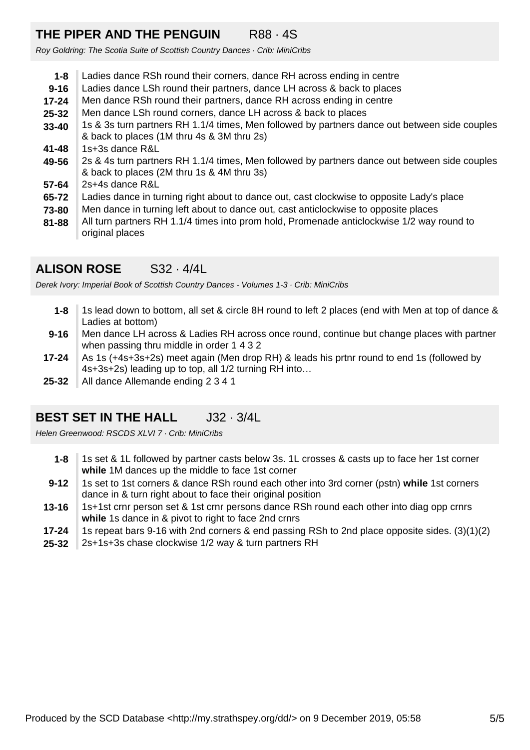## THE PIPER AND THE PENGUIN R88 · 4S

*Roy Goldring: The Scotia Suite of Scottish Country Dances · Crib: MiniCribs*

| | |
|---|---|
| **1-8** | Ladies dance RSh round their corners, dance RH across ending in centre |
| **9-16** | Ladies dance LSh round their partners, dance LH across & back to places |
| **17-24** | Men dance RSh round their partners, dance RH across ending in centre |
| **25-32** | Men dance LSh round corners, dance LH across & back to places |
| **33-40** | 1s & 3s turn partners RH 1.1/4 times, Men followed by partners dance out between side couples & back to places (1M thru 4s & 3M thru 2s) |
| **41-48** | 1s+3s dance R&L |
| **49-56** | 2s & 4s turn partners RH 1.1/4 times, Men followed by partners dance out between side couples & back to places (2M thru 1s & 4M thru 3s) |
| **57-64** | 2s+4s dance R&L |
| **65-72** | Ladies dance in turning right about to dance out, cast clockwise to opposite Lady's place |
| **73-80** | Men dance in turning left about to dance out, cast anticlockwise to opposite places |
| **81-88** | All turn partners RH 1.1/4 times into prom hold, Promenade anticlockwise 1/2 way round to original places |

## ALISON ROSE S32 · 4/4L

*Derek Ivory: Imperial Book of Scottish Country Dances - Volumes 1-3 · Crib: MiniCribs*

| | |
|---|---|
| **1-8** | 1s lead down to bottom, all set & circle 8H round to left 2 places (end with Men at top of dance & Ladies at bottom) |
| **9-16** | Men dance LH across & Ladies RH across once round, continue but change places with partner when passing thru middle in order 1 4 3 2 |
| **17-24** | As 1s (+4s+3s+2s) meet again (Men drop RH) & leads his prtnr round to end 1s (followed by 4s+3s+2s) leading up to top, all 1/2 turning RH into… |
| **25-32** | All dance Allemande ending 2 3 4 1 |

## BEST SET IN THE HALL J32 · 3/4L

*Helen Greenwood: RSCDS XLVI 7 · Crib: MiniCribs*

| | |
|---|---|
| **1-8** | 1s set & 1L followed by partner casts below 3s. 1L crosses & casts up to face her 1st corner **while** 1M dances up the middle to face 1st corner |
| **9-12** | 1s set to 1st corners & dance RSh round each other into 3rd corner (pstn) **while** 1st corners dance in & turn right about to face their original position |
| **13-16** | 1s+1st crnr person set & 1st crnr persons dance RSh round each other into diag opp crnrs **while** 1s dance in & pivot to right to face 2nd crnrs |
| **17-24** | 1s repeat bars 9-16 with 2nd corners & end passing RSh to 2nd place opposite sides. (3)(1)(2) |
| **25-32** | 2s+1s+3s chase clockwise 1/2 way & turn partners RH |

Produced by the SCD Database <http://my.strathspey.org/dd/> on 9 December 2019, 05:58